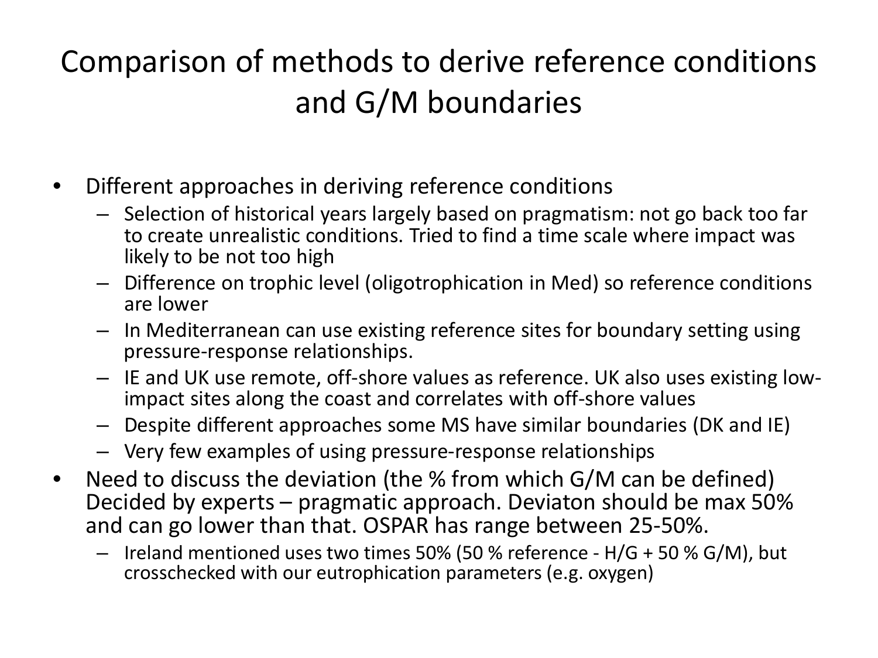# Comparison of methods to derive reference conditions and G/M boundaries

- Different approaches in deriving reference conditions
  - Selection of historical years largely based on pragmatism: not go back too far to create unrealistic conditions. Tried to find a time scale where impact was likely to be not too high
  - Difference on trophic level (oligotrophication in Med) so reference conditions are lower
  - In Mediterranean can use existing reference sites for boundary setting using pressure-response relationships.
  - IE and UK use remote, off-shore values as reference. UK also uses existing low-impact sites along the coast and correlates with off-shore values
  - Despite different approaches some MS have similar boundaries (DK and IE)
  - Very few examples of using pressure-response relationships
- Need to discuss the deviation (the % from which G/M can be defined) Decided by experts – pragmatic approach. Deviaton should be max 50% and can go lower than that. OSPAR has range between 25-50%.
  - Ireland mentioned uses two times 50% (50 % reference - H/G + 50 % G/M), but crosschecked with our eutrophication parameters (e.g. oxygen)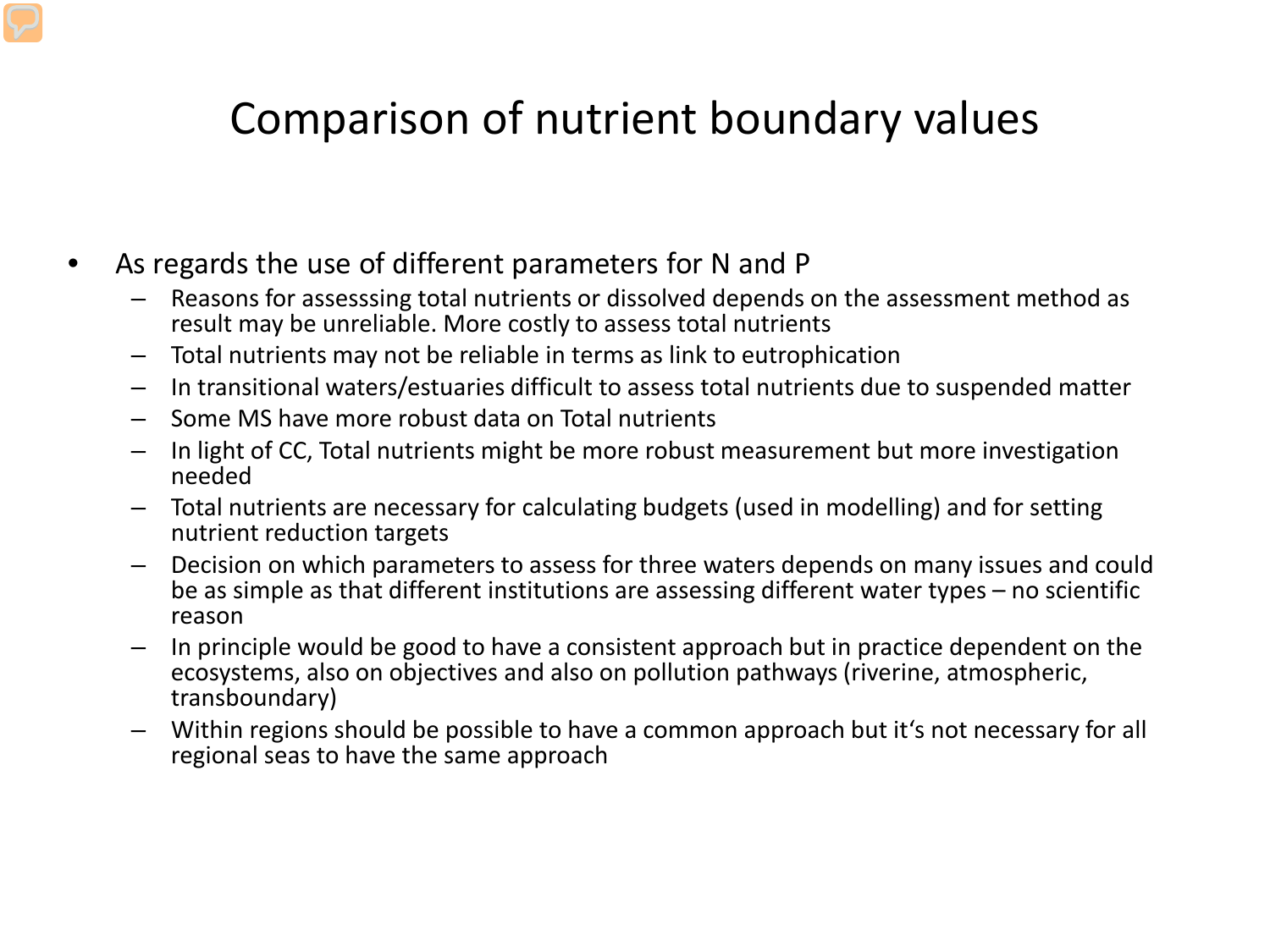# Comparison of nutrient boundary values

- As regards the use of different parameters for N and P
  - Reasons for assesssing total nutrients or dissolved depends on the assessment method as result may be unreliable. More costly to assess total nutrients
  - Total nutrients may not be reliable in terms as link to eutrophication
  - In transitional waters/estuaries difficult to assess total nutrients due to suspended matter
  - Some MS have more robust data on Total nutrients
  - In light of CC, Total nutrients might be more robust measurement but more investigation needed
  - Total nutrients are necessary for calculating budgets (used in modelling) and for setting nutrient reduction targets
  - Decision on which parameters to assess for three waters depends on many issues and could be as simple as that different institutions are assessing different water types – no scientific reason
  - In principle would be good to have a consistent approach but in practice dependent on the ecosystems, also on objectives and also on pollution pathways (riverine, atmospheric, transboundary)
  - Within regions should be possible to have a common approach but it‘s not necessary for all regional seas to have the same approach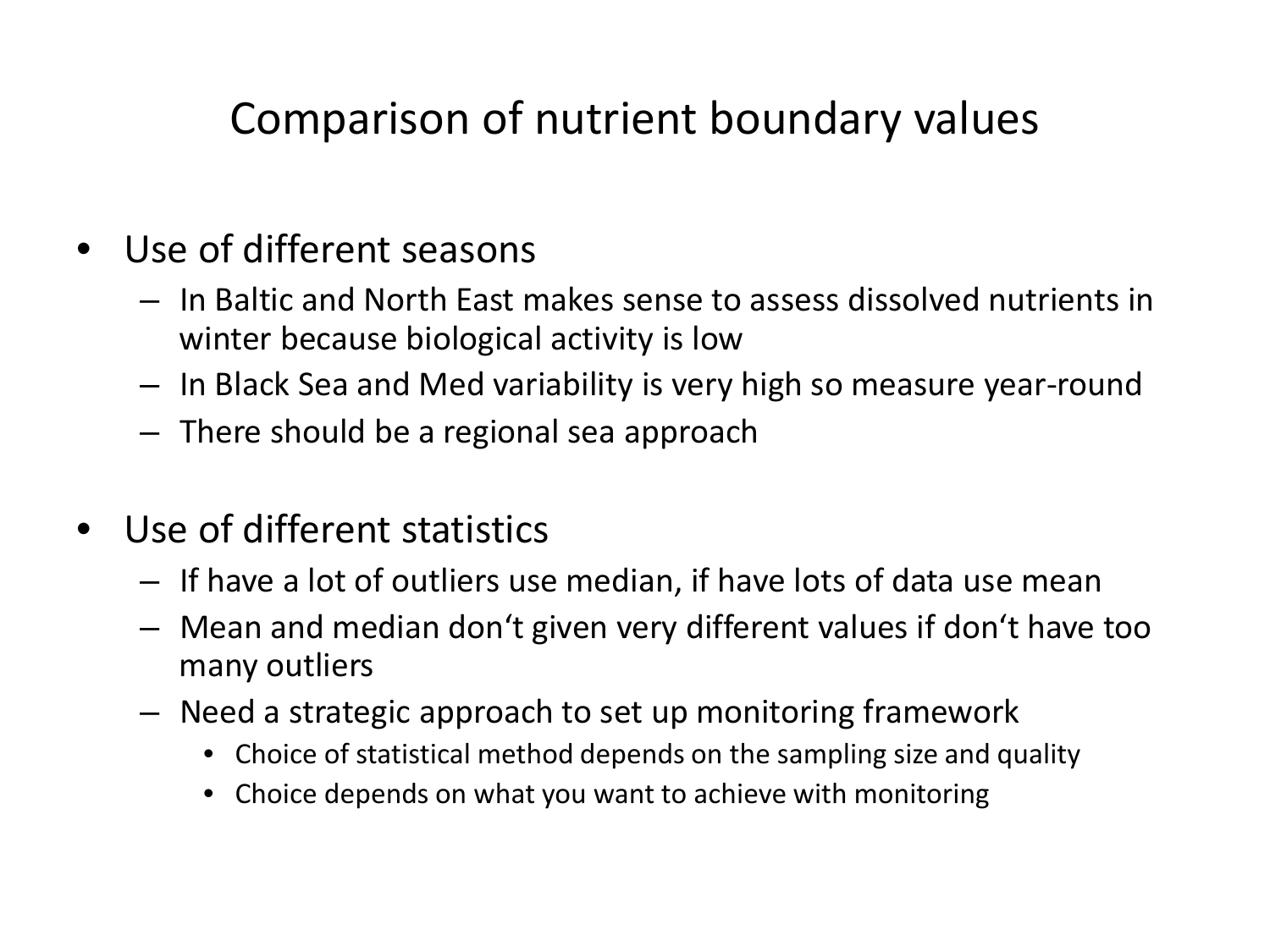# Comparison of nutrient boundary values

- Use of different seasons
  - In Baltic and North East makes sense to assess dissolved nutrients in winter because biological activity is low
  - In Black Sea and Med variability is very high so measure year-round
  - There should be a regional sea approach

- Use of different statistics
  - If have a lot of outliers use median, if have lots of data use mean
  - Mean and median don‘t given very different values if don‘t have too many outliers
  - Need a strategic approach to set up monitoring framework
    - Choice of statistical method depends on the sampling size and quality
    - Choice depends on what you want to achieve with monitoring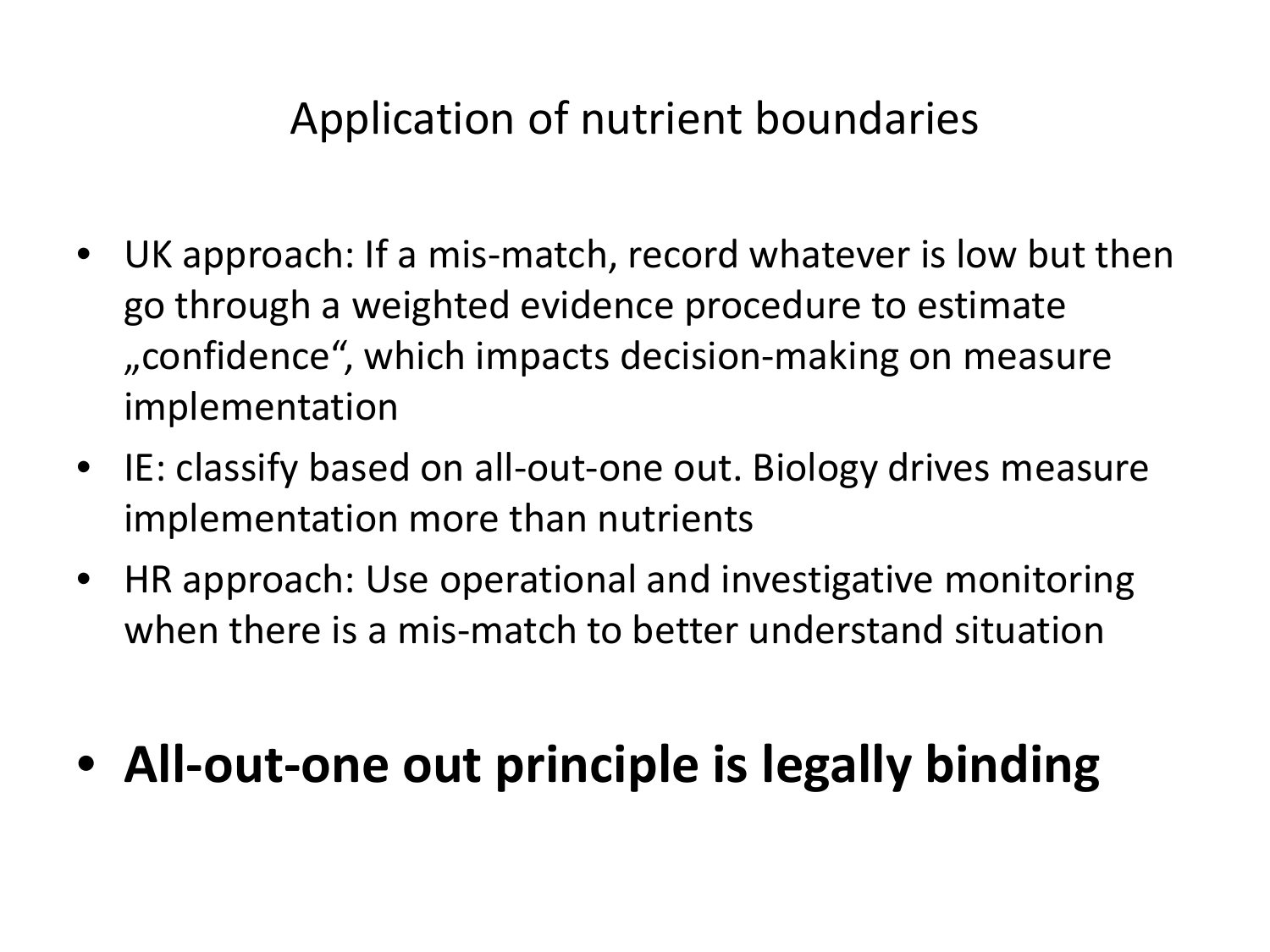# Application of nutrient boundaries

- UK approach: If a mis-match, record whatever is low but then go through a weighted evidence procedure to estimate „confidence", which impacts decision-making on measure implementation
- IE: classify based on all-out-one out. Biology drives measure implementation more than nutrients
- HR approach: Use operational and investigative monitoring when there is a mis-match to better understand situation

- **All-out-one out principle is legally binding**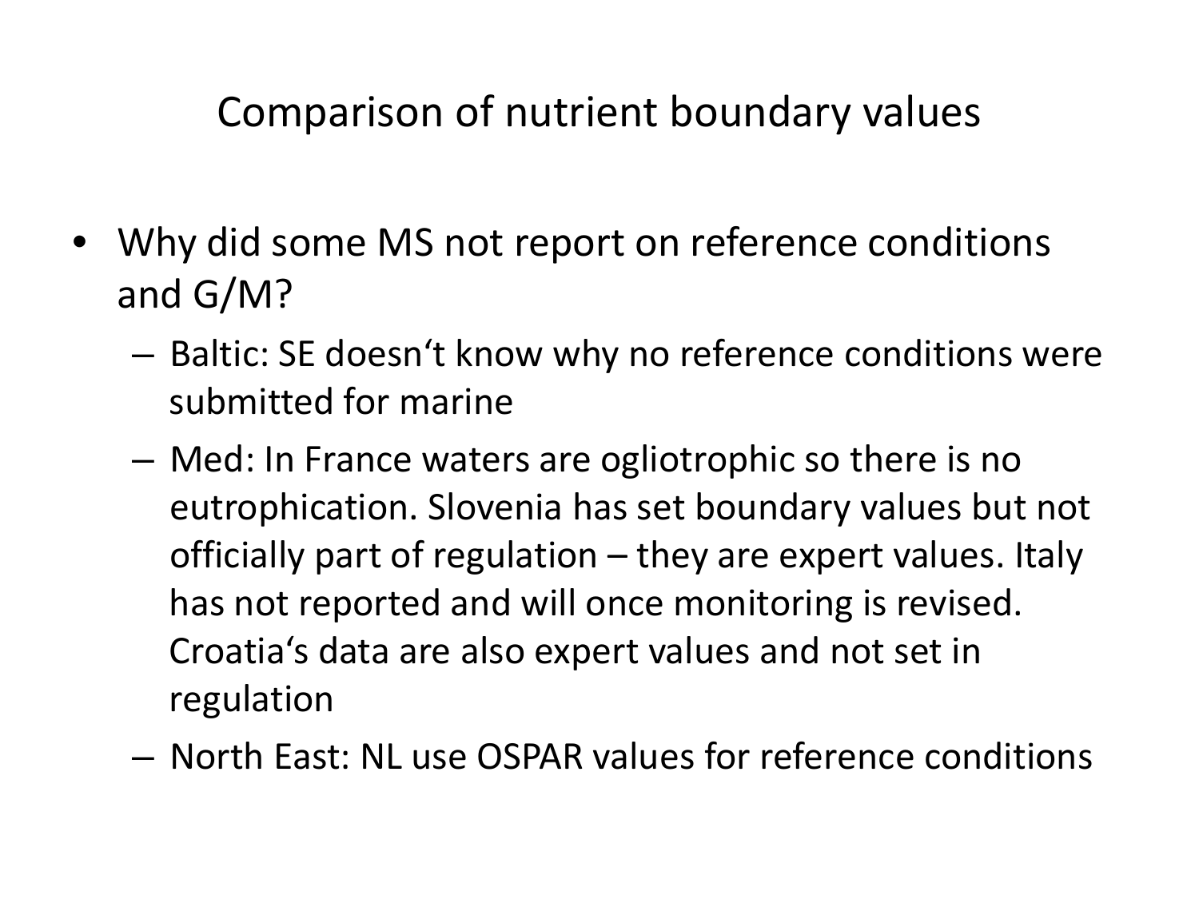# Comparison of nutrient boundary values

- Why did some MS not report on reference conditions and G/M?
  - Baltic: SE doesn‘t know why no reference conditions were submitted for marine
  - Med: In France waters are ogliotrophic so there is no eutrophication. Slovenia has set boundary values but not officially part of regulation – they are expert values. Italy has not reported and will once monitoring is revised. Croatia‘s data are also expert values and not set in regulation
  - North East: NL use OSPAR values for reference conditions